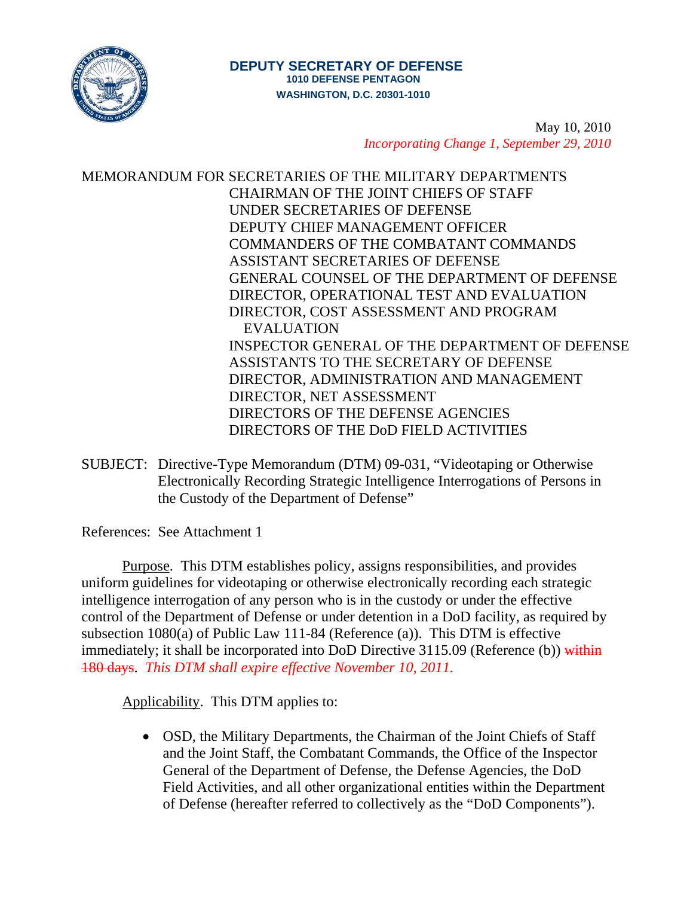**DEPUTY SECRETARY OF DEFENSE**
**1010 DEFENSE PENTAGON**
**WASHINGTON, D.C. 20301-1010**

May 10, 2010
*Incorporating Change 1, September 29, 2010*

MEMORANDUM FOR SECRETARIES OF THE MILITARY DEPARTMENTS
CHAIRMAN OF THE JOINT CHIEFS OF STAFF
UNDER SECRETARIES OF DEFENSE
DEPUTY CHIEF MANAGEMENT OFFICER
COMMANDERS OF THE COMBATANT COMMANDS
ASSISTANT SECRETARIES OF DEFENSE
GENERAL COUNSEL OF THE DEPARTMENT OF DEFENSE
DIRECTOR, OPERATIONAL TEST AND EVALUATION
DIRECTOR, COST ASSESSMENT AND PROGRAM EVALUATION
INSPECTOR GENERAL OF THE DEPARTMENT OF DEFENSE
ASSISTANTS TO THE SECRETARY OF DEFENSE
DIRECTOR, ADMINISTRATION AND MANAGEMENT
DIRECTOR, NET ASSESSMENT
DIRECTORS OF THE DEFENSE AGENCIES
DIRECTORS OF THE DoD FIELD ACTIVITIES

SUBJECT: Directive-Type Memorandum (DTM) 09-031, "Videotaping or Otherwise Electronically Recording Strategic Intelligence Interrogations of Persons in the Custody of the Department of Defense"

References: See Attachment 1

Purpose. This DTM establishes policy, assigns responsibilities, and provides uniform guidelines for videotaping or otherwise electronically recording each strategic intelligence interrogation of any person who is in the custody or under the effective control of the Department of Defense or under detention in a DoD facility, as required by subsection 1080(a) of Public Law 111-84 (Reference (a)). This DTM is effective immediately; it shall be incorporated into DoD Directive 3115.09 (Reference (b)) ~~within 180 days~~. *This DTM shall expire effective November 10, 2011.*

Applicability. This DTM applies to:

- OSD, the Military Departments, the Chairman of the Joint Chiefs of Staff and the Joint Staff, the Combatant Commands, the Office of the Inspector General of the Department of Defense, the Defense Agencies, the DoD Field Activities, and all other organizational entities within the Department of Defense (hereafter referred to collectively as the "DoD Components").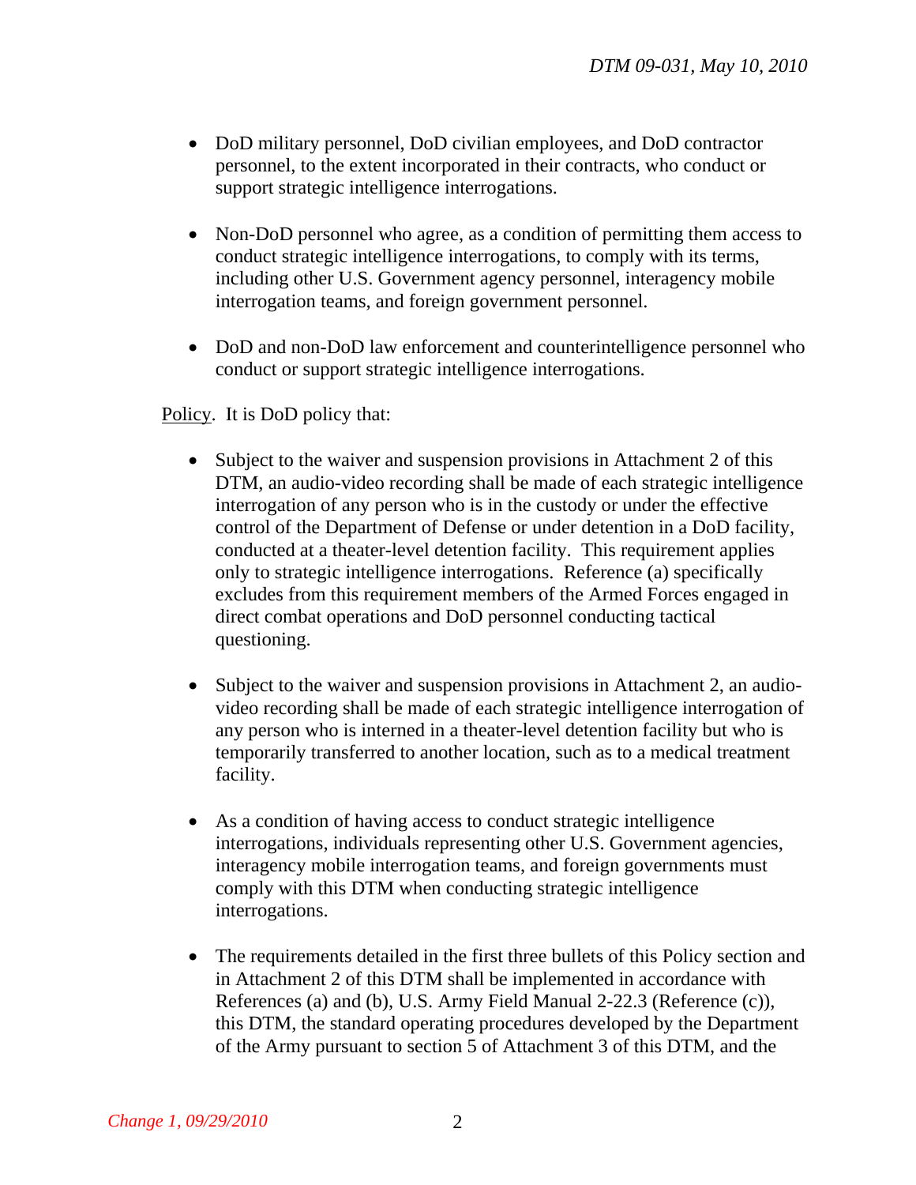- DoD military personnel, DoD civilian employees, and DoD contractor personnel, to the extent incorporated in their contracts, who conduct or support strategic intelligence interrogations.

- Non-DoD personnel who agree, as a condition of permitting them access to conduct strategic intelligence interrogations, to comply with its terms, including other U.S. Government agency personnel, interagency mobile interrogation teams, and foreign government personnel.

- DoD and non-DoD law enforcement and counterintelligence personnel who conduct or support strategic intelligence interrogations.

Policy. It is DoD policy that:

- Subject to the waiver and suspension provisions in Attachment 2 of this DTM, an audio-video recording shall be made of each strategic intelligence interrogation of any person who is in the custody or under the effective control of the Department of Defense or under detention in a DoD facility, conducted at a theater-level detention facility. This requirement applies only to strategic intelligence interrogations. Reference (a) specifically excludes from this requirement members of the Armed Forces engaged in direct combat operations and DoD personnel conducting tactical questioning.

- Subject to the waiver and suspension provisions in Attachment 2, an audio-video recording shall be made of each strategic intelligence interrogation of any person who is interned in a theater-level detention facility but who is temporarily transferred to another location, such as to a medical treatment facility.

- As a condition of having access to conduct strategic intelligence interrogations, individuals representing other U.S. Government agencies, interagency mobile interrogation teams, and foreign governments must comply with this DTM when conducting strategic intelligence interrogations.

- The requirements detailed in the first three bullets of this Policy section and in Attachment 2 of this DTM shall be implemented in accordance with References (a) and (b), U.S. Army Field Manual 2-22.3 (Reference (c)), this DTM, the standard operating procedures developed by the Department of the Army pursuant to section 5 of Attachment 3 of this DTM, and the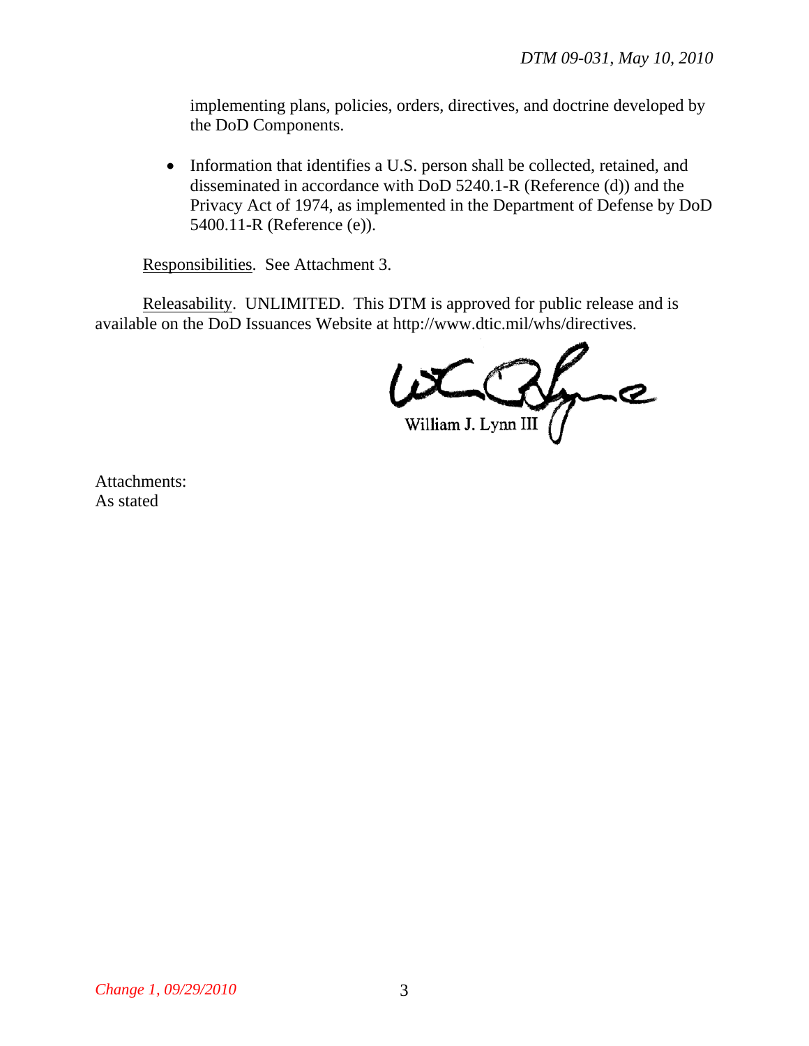implementing plans, policies, orders, directives, and doctrine developed by the DoD Components.

- Information that identifies a U.S. person shall be collected, retained, and disseminated in accordance with DoD 5240.1-R (Reference (d)) and the Privacy Act of 1974, as implemented in the Department of Defense by DoD 5400.11-R (Reference (e)).

Responsibilities. See Attachment 3.

Releasability. UNLIMITED. This DTM is approved for public release and is available on the DoD Issuances Website at http://www.dtic.mil/whs/directives.

William J. Lynn III

Attachments:
As stated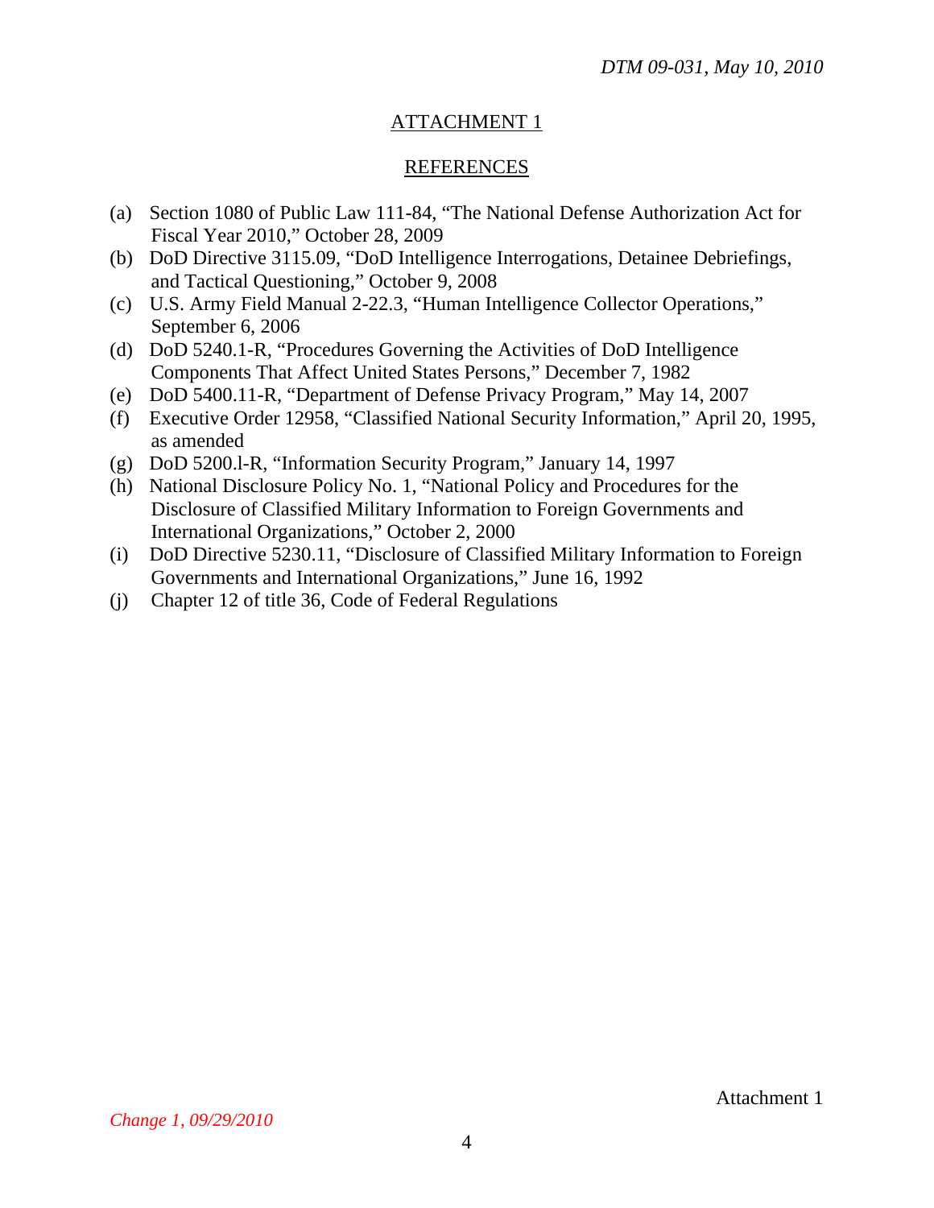## ATTACHMENT 1

## REFERENCES

(a) Section 1080 of Public Law 111-84, "The National Defense Authorization Act for Fiscal Year 2010," October 28, 2009

(b) DoD Directive 3115.09, "DoD Intelligence Interrogations, Detainee Debriefings, and Tactical Questioning," October 9, 2008

(c) U.S. Army Field Manual 2-22.3, "Human Intelligence Collector Operations," September 6, 2006

(d) DoD 5240.1-R, "Procedures Governing the Activities of DoD Intelligence Components That Affect United States Persons," December 7, 1982

(e) DoD 5400.11-R, "Department of Defense Privacy Program," May 14, 2007

(f) Executive Order 12958, "Classified National Security Information," April 20, 1995, as amended

(g) DoD 5200.l-R, "Information Security Program," January 14, 1997

(h) National Disclosure Policy No. 1, "National Policy and Procedures for the Disclosure of Classified Military Information to Foreign Governments and International Organizations," October 2, 2000

(i) DoD Directive 5230.11, "Disclosure of Classified Military Information to Foreign Governments and International Organizations," June 16, 1992

(j) Chapter 12 of title 36, Code of Federal Regulations

*Change 1, 09/29/2010*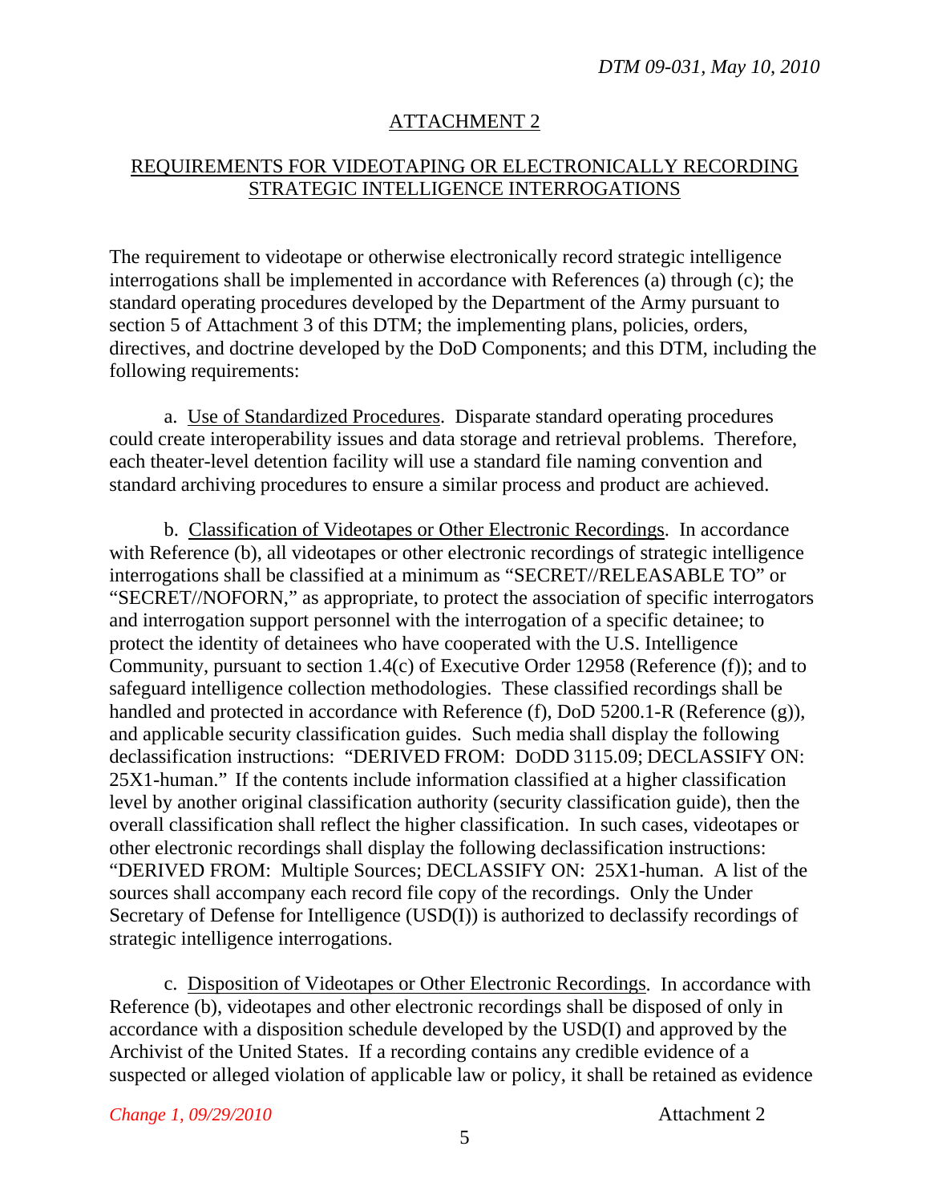## ATTACHMENT 2

### REQUIREMENTS FOR VIDEOTAPING OR ELECTRONICALLY RECORDING STRATEGIC INTELLIGENCE INTERROGATIONS

The requirement to videotape or otherwise electronically record strategic intelligence interrogations shall be implemented in accordance with References (a) through (c); the standard operating procedures developed by the Department of the Army pursuant to section 5 of Attachment 3 of this DTM; the implementing plans, policies, orders, directives, and doctrine developed by the DoD Components; and this DTM, including the following requirements:

a. Use of Standardized Procedures. Disparate standard operating procedures could create interoperability issues and data storage and retrieval problems. Therefore, each theater-level detention facility will use a standard file naming convention and standard archiving procedures to ensure a similar process and product are achieved.

b. Classification of Videotapes or Other Electronic Recordings. In accordance with Reference (b), all videotapes or other electronic recordings of strategic intelligence interrogations shall be classified at a minimum as "SECRET//RELEASABLE TO" or "SECRET//NOFORN," as appropriate, to protect the association of specific interrogators and interrogation support personnel with the interrogation of a specific detainee; to protect the identity of detainees who have cooperated with the U.S. Intelligence Community, pursuant to section 1.4(c) of Executive Order 12958 (Reference (f)); and to safeguard intelligence collection methodologies. These classified recordings shall be handled and protected in accordance with Reference (f), DoD 5200.1-R (Reference (g)), and applicable security classification guides. Such media shall display the following declassification instructions: "DERIVED FROM: DODD 3115.09; DECLASSIFY ON: 25X1-human." If the contents include information classified at a higher classification level by another original classification authority (security classification guide), then the overall classification shall reflect the higher classification. In such cases, videotapes or other electronic recordings shall display the following declassification instructions: "DERIVED FROM: Multiple Sources; DECLASSIFY ON: 25X1-human. A list of the sources shall accompany each record file copy of the recordings. Only the Under Secretary of Defense for Intelligence (USD(I)) is authorized to declassify recordings of strategic intelligence interrogations.

c. Disposition of Videotapes or Other Electronic Recordings. In accordance with Reference (b), videotapes and other electronic recordings shall be disposed of only in accordance with a disposition schedule developed by the USD(I) and approved by the Archivist of the United States. If a recording contains any credible evidence of a suspected or alleged violation of applicable law or policy, it shall be retained as evidence

*Change 1, 09/29/2010*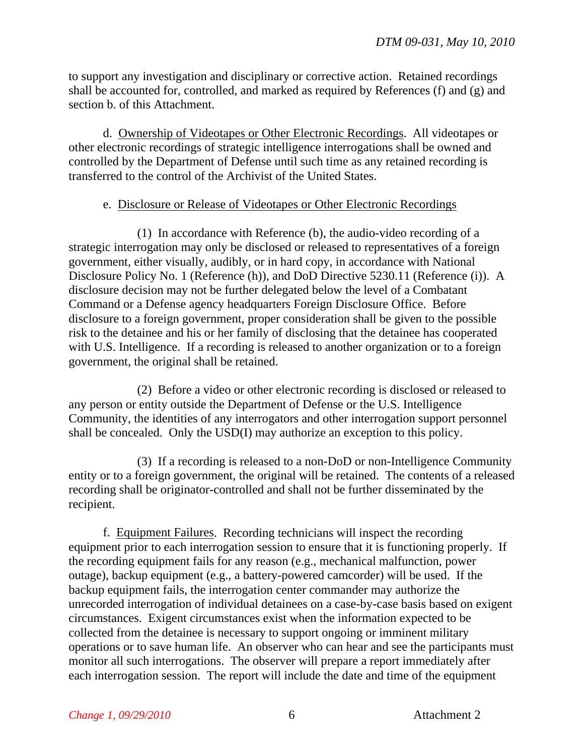to support any investigation and disciplinary or corrective action. Retained recordings shall be accounted for, controlled, and marked as required by References (f) and (g) and section b. of this Attachment.

d. Ownership of Videotapes or Other Electronic Recordings. All videotapes or other electronic recordings of strategic intelligence interrogations shall be owned and controlled by the Department of Defense until such time as any retained recording is transferred to the control of the Archivist of the United States.

e. Disclosure or Release of Videotapes or Other Electronic Recordings

(1) In accordance with Reference (b), the audio-video recording of a strategic interrogation may only be disclosed or released to representatives of a foreign government, either visually, audibly, or in hard copy, in accordance with National Disclosure Policy No. 1 (Reference (h)), and DoD Directive 5230.11 (Reference (i)). A disclosure decision may not be further delegated below the level of a Combatant Command or a Defense agency headquarters Foreign Disclosure Office. Before disclosure to a foreign government, proper consideration shall be given to the possible risk to the detainee and his or her family of disclosing that the detainee has cooperated with U.S. Intelligence. If a recording is released to another organization or to a foreign government, the original shall be retained.

(2) Before a video or other electronic recording is disclosed or released to any person or entity outside the Department of Defense or the U.S. Intelligence Community, the identities of any interrogators and other interrogation support personnel shall be concealed. Only the USD(I) may authorize an exception to this policy.

(3) If a recording is released to a non-DoD or non-Intelligence Community entity or to a foreign government, the original will be retained. The contents of a released recording shall be originator-controlled and shall not be further disseminated by the recipient.

f. Equipment Failures. Recording technicians will inspect the recording equipment prior to each interrogation session to ensure that it is functioning properly. If the recording equipment fails for any reason (e.g., mechanical malfunction, power outage), backup equipment (e.g., a battery-powered camcorder) will be used. If the backup equipment fails, the interrogation center commander may authorize the unrecorded interrogation of individual detainees on a case-by-case basis based on exigent circumstances. Exigent circumstances exist when the information expected to be collected from the detainee is necessary to support ongoing or imminent military operations or to save human life. An observer who can hear and see the participants must monitor all such interrogations. The observer will prepare a report immediately after each interrogation session. The report will include the date and time of the equipment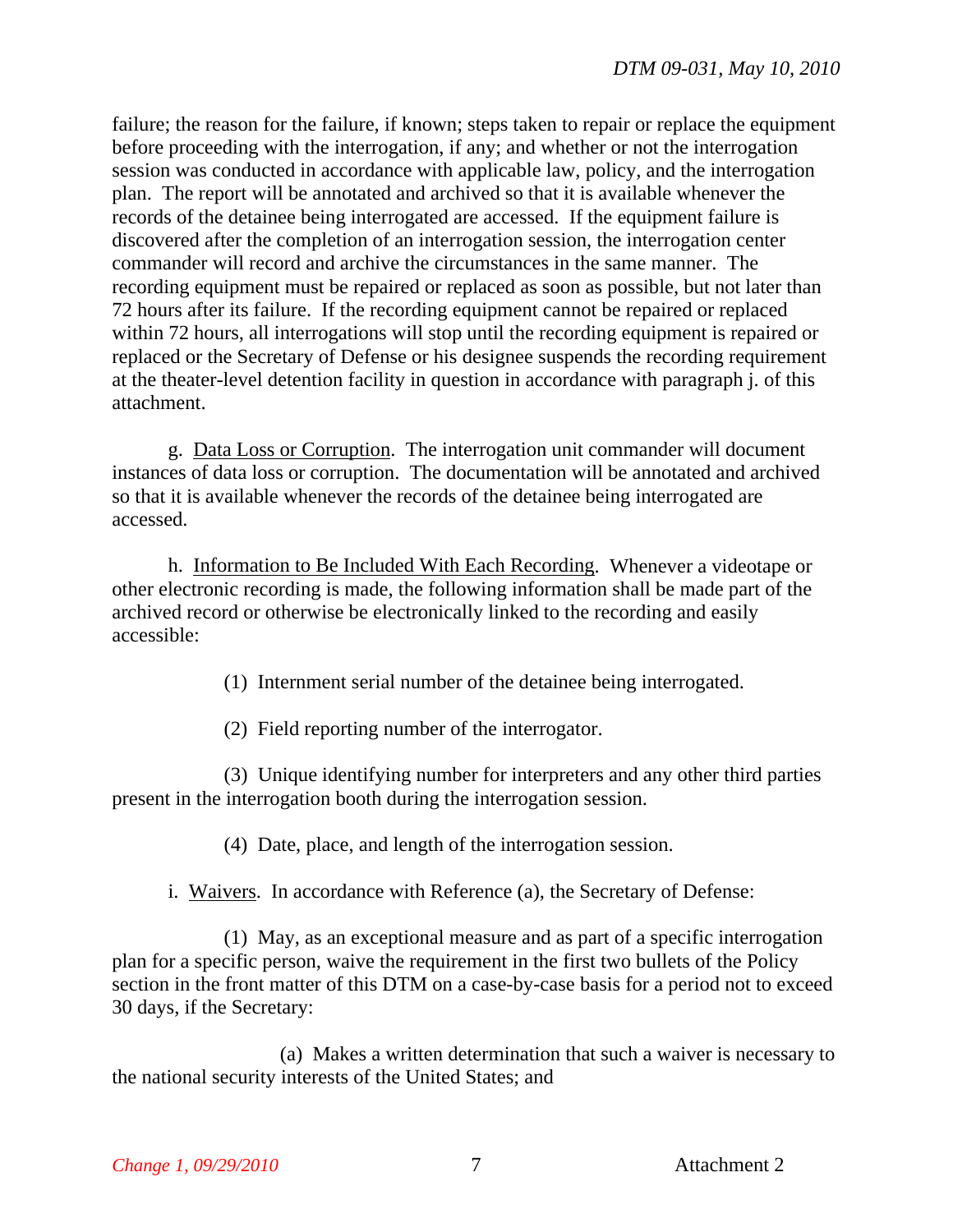failure; the reason for the failure, if known; steps taken to repair or replace the equipment before proceeding with the interrogation, if any; and whether or not the interrogation session was conducted in accordance with applicable law, policy, and the interrogation plan. The report will be annotated and archived so that it is available whenever the records of the detainee being interrogated are accessed. If the equipment failure is discovered after the completion of an interrogation session, the interrogation center commander will record and archive the circumstances in the same manner. The recording equipment must be repaired or replaced as soon as possible, but not later than 72 hours after its failure. If the recording equipment cannot be repaired or replaced within 72 hours, all interrogations will stop until the recording equipment is repaired or replaced or the Secretary of Defense or his designee suspends the recording requirement at the theater-level detention facility in question in accordance with paragraph j. of this attachment.

g. Data Loss or Corruption. The interrogation unit commander will document instances of data loss or corruption. The documentation will be annotated and archived so that it is available whenever the records of the detainee being interrogated are accessed.

h. Information to Be Included With Each Recording. Whenever a videotape or other electronic recording is made, the following information shall be made part of the archived record or otherwise be electronically linked to the recording and easily accessible:

(1) Internment serial number of the detainee being interrogated.

(2) Field reporting number of the interrogator.

(3) Unique identifying number for interpreters and any other third parties present in the interrogation booth during the interrogation session.

(4) Date, place, and length of the interrogation session.

i. Waivers. In accordance with Reference (a), the Secretary of Defense:

(1) May, as an exceptional measure and as part of a specific interrogation plan for a specific person, waive the requirement in the first two bullets of the Policy section in the front matter of this DTM on a case-by-case basis for a period not to exceed 30 days, if the Secretary:

(a) Makes a written determination that such a waiver is necessary to the national security interests of the United States; and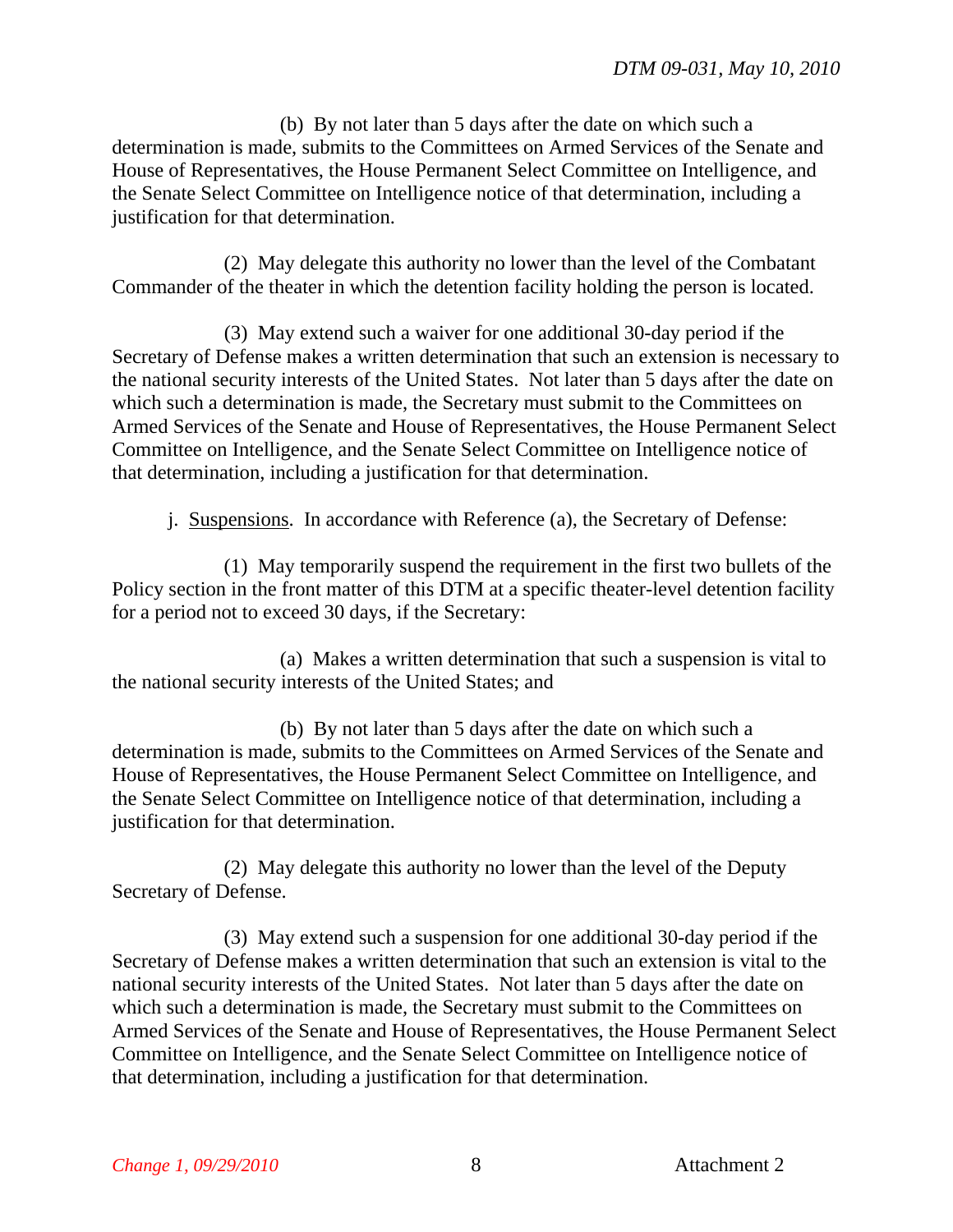(b) By not later than 5 days after the date on which such a determination is made, submits to the Committees on Armed Services of the Senate and House of Representatives, the House Permanent Select Committee on Intelligence, and the Senate Select Committee on Intelligence notice of that determination, including a justification for that determination.

(2) May delegate this authority no lower than the level of the Combatant Commander of the theater in which the detention facility holding the person is located.

(3) May extend such a waiver for one additional 30-day period if the Secretary of Defense makes a written determination that such an extension is necessary to the national security interests of the United States. Not later than 5 days after the date on which such a determination is made, the Secretary must submit to the Committees on Armed Services of the Senate and House of Representatives, the House Permanent Select Committee on Intelligence, and the Senate Select Committee on Intelligence notice of that determination, including a justification for that determination.

j. Suspensions. In accordance with Reference (a), the Secretary of Defense:

(1) May temporarily suspend the requirement in the first two bullets of the Policy section in the front matter of this DTM at a specific theater-level detention facility for a period not to exceed 30 days, if the Secretary:

(a) Makes a written determination that such a suspension is vital to the national security interests of the United States; and

(b) By not later than 5 days after the date on which such a determination is made, submits to the Committees on Armed Services of the Senate and House of Representatives, the House Permanent Select Committee on Intelligence, and the Senate Select Committee on Intelligence notice of that determination, including a justification for that determination.

(2) May delegate this authority no lower than the level of the Deputy Secretary of Defense.

(3) May extend such a suspension for one additional 30-day period if the Secretary of Defense makes a written determination that such an extension is vital to the national security interests of the United States. Not later than 5 days after the date on which such a determination is made, the Secretary must submit to the Committees on Armed Services of the Senate and House of Representatives, the House Permanent Select Committee on Intelligence, and the Senate Select Committee on Intelligence notice of that determination, including a justification for that determination.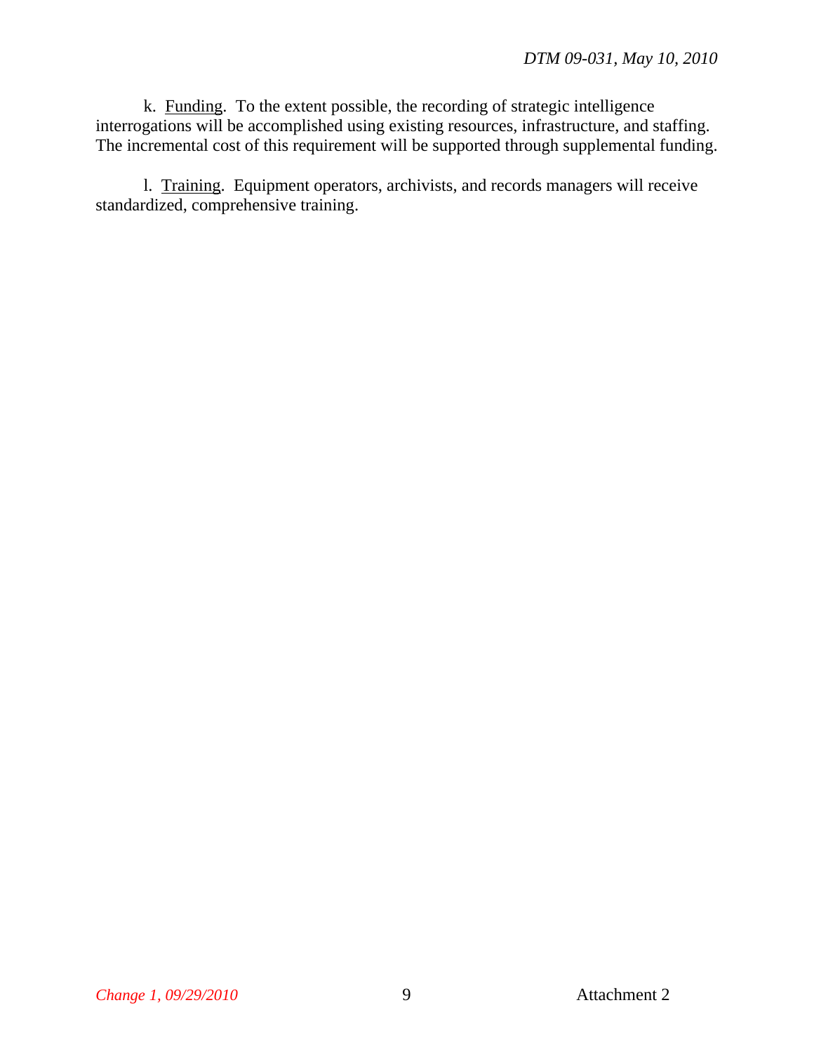k. Funding. To the extent possible, the recording of strategic intelligence interrogations will be accomplished using existing resources, infrastructure, and staffing. The incremental cost of this requirement will be supported through supplemental funding.

l. Training. Equipment operators, archivists, and records managers will receive standardized, comprehensive training.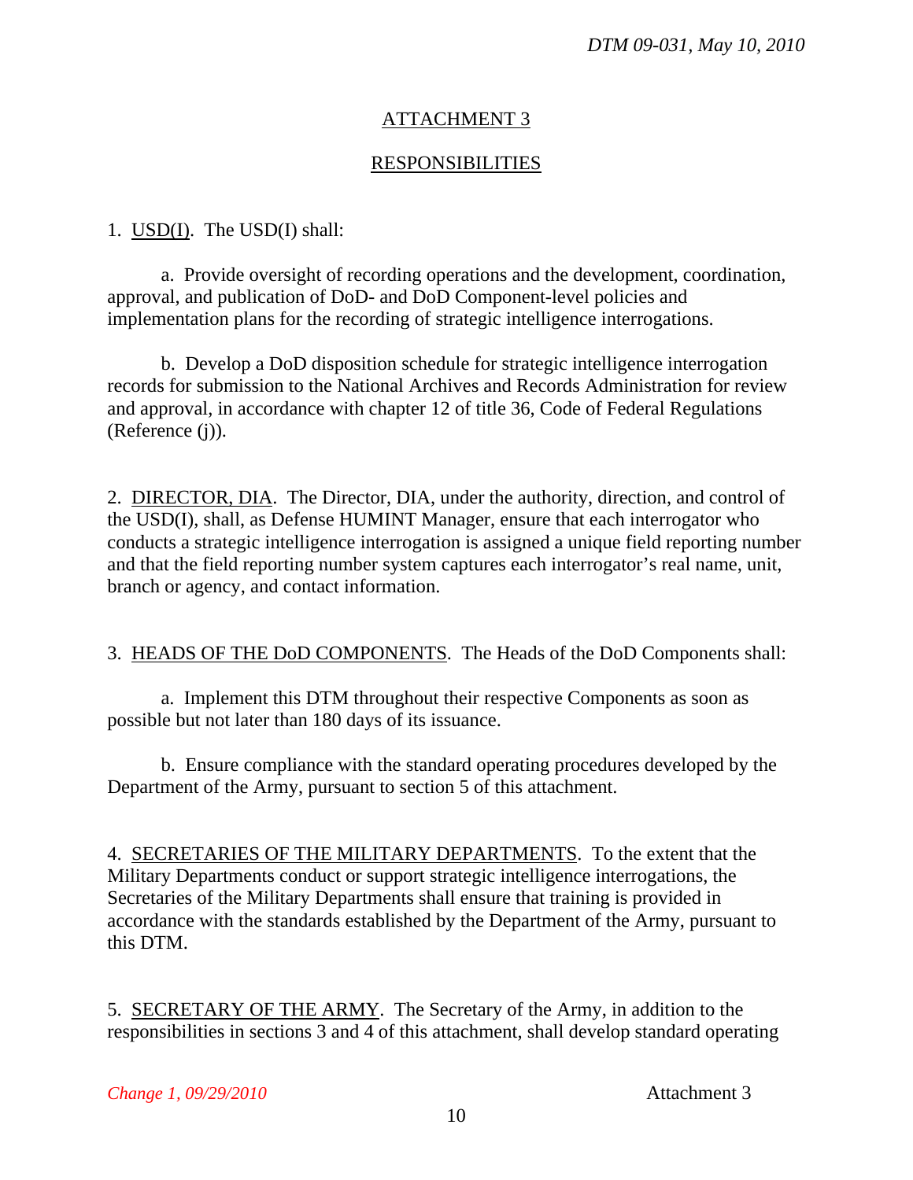## ATTACHMENT 3

## RESPONSIBILITIES

1. USD(I). The USD(I) shall:

   a. Provide oversight of recording operations and the development, coordination, approval, and publication of DoD- and DoD Component-level policies and implementation plans for the recording of strategic intelligence interrogations.

   b. Develop a DoD disposition schedule for strategic intelligence interrogation records for submission to the National Archives and Records Administration for review and approval, in accordance with chapter 12 of title 36, Code of Federal Regulations (Reference (j)).

2. DIRECTOR, DIA. The Director, DIA, under the authority, direction, and control of the USD(I), shall, as Defense HUMINT Manager, ensure that each interrogator who conducts a strategic intelligence interrogation is assigned a unique field reporting number and that the field reporting number system captures each interrogator's real name, unit, branch or agency, and contact information.

3. HEADS OF THE DoD COMPONENTS. The Heads of the DoD Components shall:

   a. Implement this DTM throughout their respective Components as soon as possible but not later than 180 days of its issuance.

   b. Ensure compliance with the standard operating procedures developed by the Department of the Army, pursuant to section 5 of this attachment.

4. SECRETARIES OF THE MILITARY DEPARTMENTS. To the extent that the Military Departments conduct or support strategic intelligence interrogations, the Secretaries of the Military Departments shall ensure that training is provided in accordance with the standards established by the Department of the Army, pursuant to this DTM.

5. SECRETARY OF THE ARMY. The Secretary of the Army, in addition to the responsibilities in sections 3 and 4 of this attachment, shall develop standard operating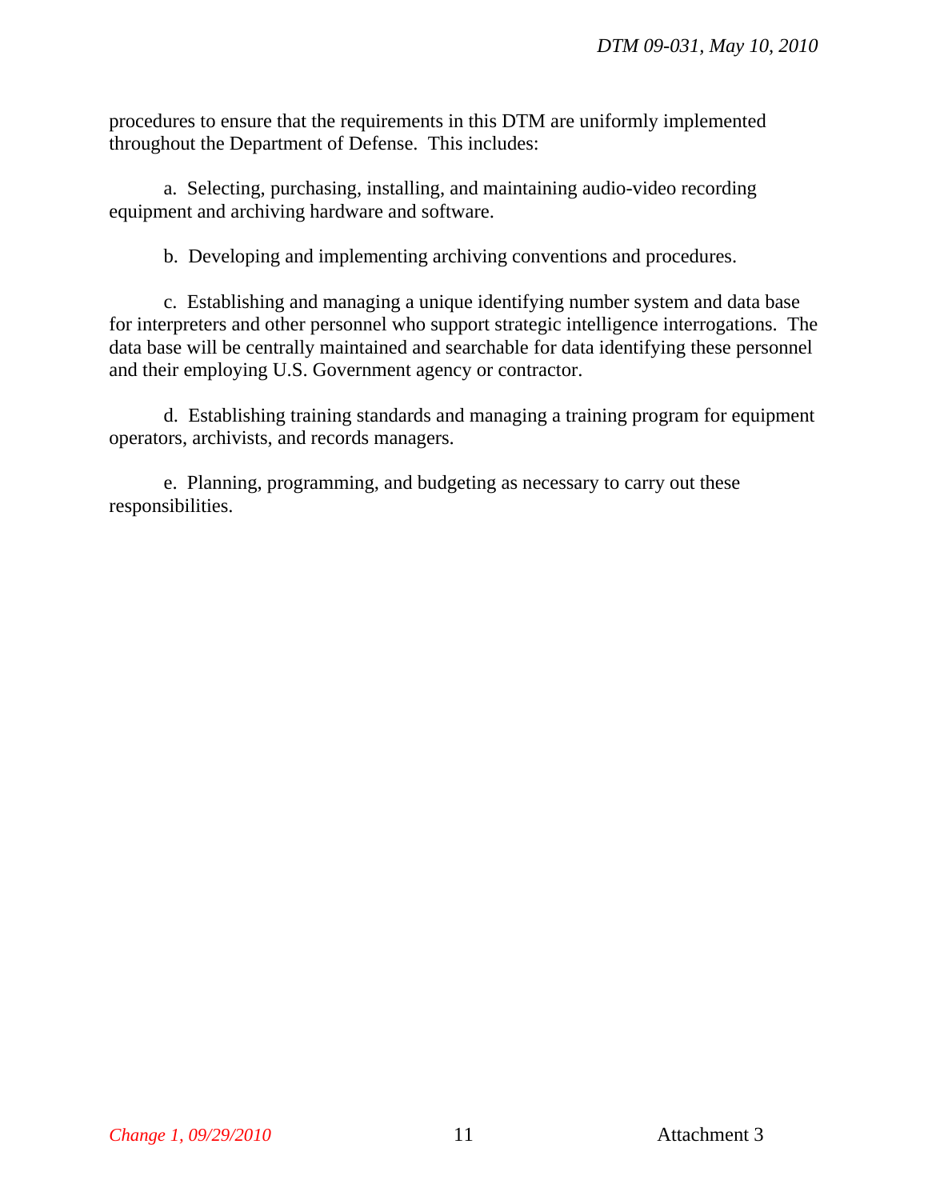procedures to ensure that the requirements in this DTM are uniformly implemented throughout the Department of Defense. This includes:

a. Selecting, purchasing, installing, and maintaining audio-video recording equipment and archiving hardware and software.

b. Developing and implementing archiving conventions and procedures.

c. Establishing and managing a unique identifying number system and data base for interpreters and other personnel who support strategic intelligence interrogations. The data base will be centrally maintained and searchable for data identifying these personnel and their employing U.S. Government agency or contractor.

d. Establishing training standards and managing a training program for equipment operators, archivists, and records managers.

e. Planning, programming, and budgeting as necessary to carry out these responsibilities.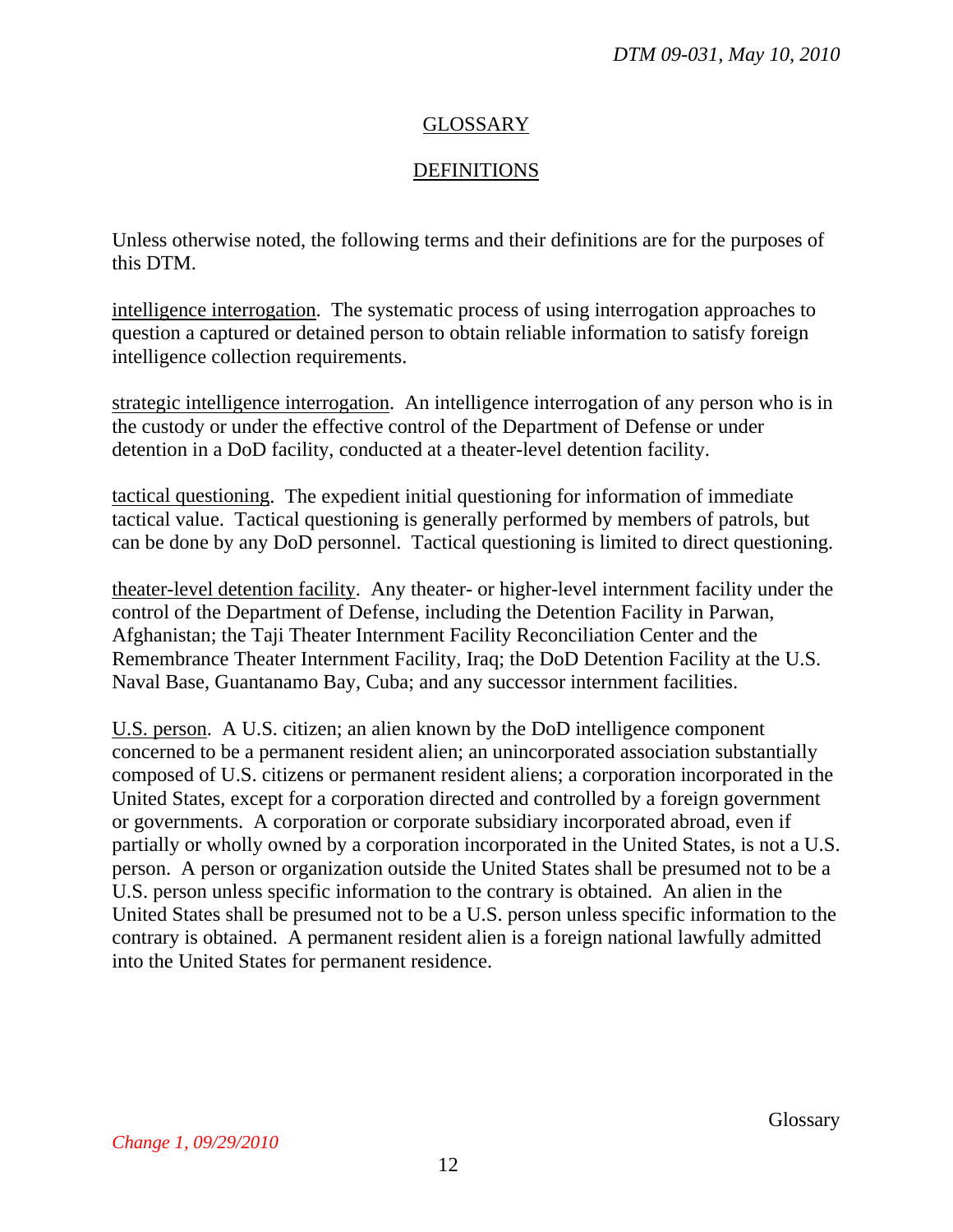## GLOSSARY

## DEFINITIONS

Unless otherwise noted, the following terms and their definitions are for the purposes of this DTM.

intelligence interrogation. The systematic process of using interrogation approaches to question a captured or detained person to obtain reliable information to satisfy foreign intelligence collection requirements.

strategic intelligence interrogation. An intelligence interrogation of any person who is in the custody or under the effective control of the Department of Defense or under detention in a DoD facility, conducted at a theater-level detention facility.

tactical questioning. The expedient initial questioning for information of immediate tactical value. Tactical questioning is generally performed by members of patrols, but can be done by any DoD personnel. Tactical questioning is limited to direct questioning.

theater-level detention facility. Any theater- or higher-level internment facility under the control of the Department of Defense, including the Detention Facility in Parwan, Afghanistan; the Taji Theater Internment Facility Reconciliation Center and the Remembrance Theater Internment Facility, Iraq; the DoD Detention Facility at the U.S. Naval Base, Guantanamo Bay, Cuba; and any successor internment facilities.

U.S. person. A U.S. citizen; an alien known by the DoD intelligence component concerned to be a permanent resident alien; an unincorporated association substantially composed of U.S. citizens or permanent resident aliens; a corporation incorporated in the United States, except for a corporation directed and controlled by a foreign government or governments. A corporation or corporate subsidiary incorporated abroad, even if partially or wholly owned by a corporation incorporated in the United States, is not a U.S. person. A person or organization outside the United States shall be presumed not to be a U.S. person unless specific information to the contrary is obtained. An alien in the United States shall be presumed not to be a U.S. person unless specific information to the contrary is obtained. A permanent resident alien is a foreign national lawfully admitted into the United States for permanent residence.

*Change 1, 09/29/2010*